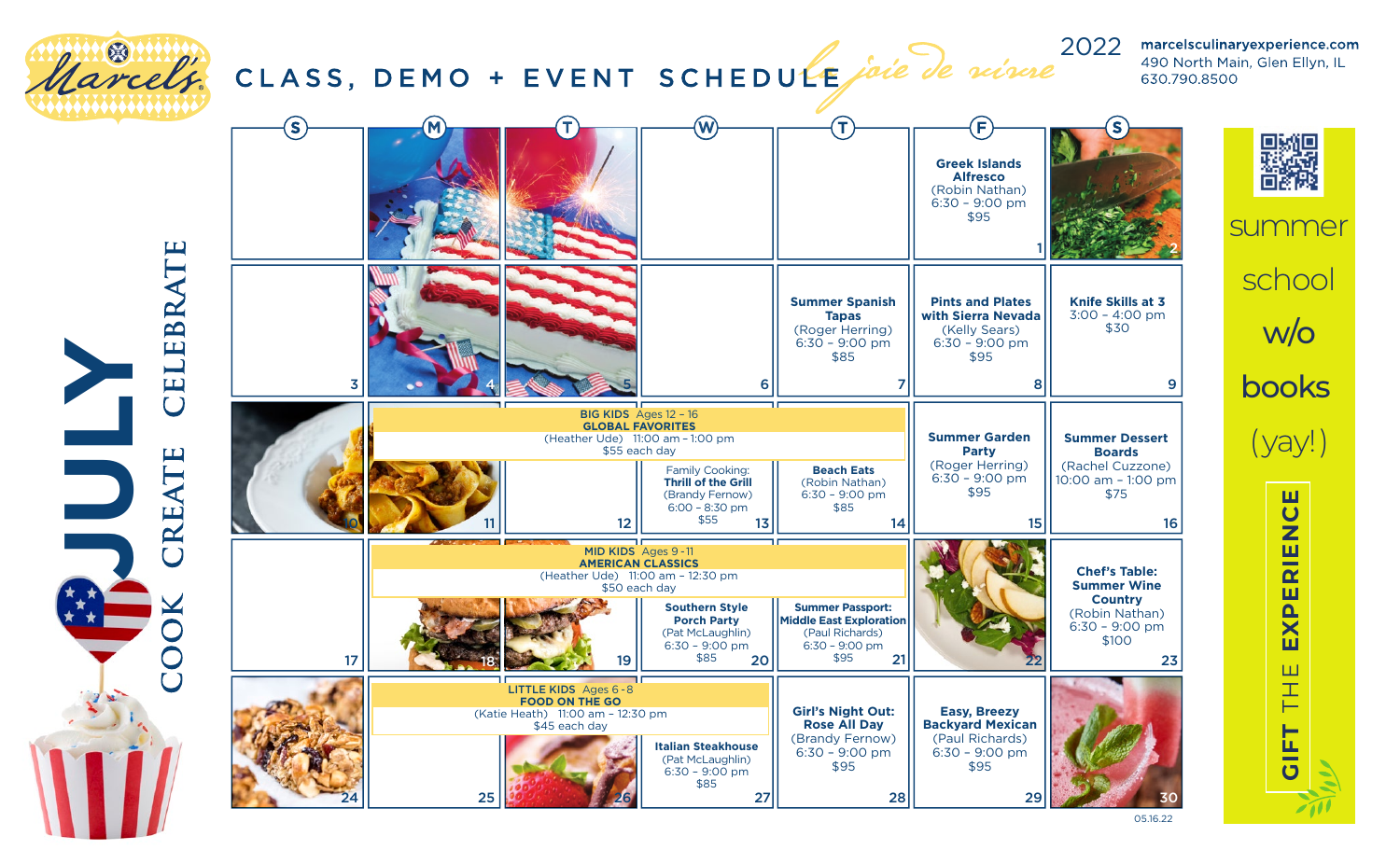# Marcel's

## CLASS, DEMO + EVENT SCHEDULE

*le joie de vivre*

2022

marcelsculinaryexperience.com
490 North Main, Glen Ellyn, IL
630.790.8500

# JULY

COOK CREATE CELEBRATE

| S | M | T | W | T | F | S |
|---|---|---|---|---|---|---|
| | | | | | 1 **Greek Islands Alfresco** (Robin Nathan) 6:30 – 9:00 pm $95 | 2 |
| 3 | 4 | 5 | 6 | 7 **Summer Spanish Tapas** (Roger Herring) 6:30 – 9:00 pm $85 | 8 **Pints and Plates with Sierra Nevada** (Kelly Sears) 6:30 – 9:00 pm $95 | 9 **Knife Skills at 3** 3:00 – 4:00 pm $30 |
| 10 | 11 | 12 | 13 Family Cooking: **Thrill of the Grill** (Brandy Fernow) 6:00 – 8:30 pm $55 | 14 **Beach Eats** (Robin Nathan) 6:30 – 9:00 pm $85 | 15 **Summer Garden Party** (Roger Herring) 6:30 – 9:00 pm $95 | 16 **Summer Dessert Boards** (Rachel Cuzzone) 10:00 am – 1:00 pm $75 |
| 17 | 18 | 19 | 20 **Southern Style Porch Party** (Pat McLaughlin) 6:30 – 9:00 pm $85 | 21 **Summer Passport: Middle East Exploration** (Paul Richards) 6:30 – 9:00 pm $95 | 22 | 23 **Chef's Table: Summer Wine Country** (Robin Nathan) 6:30 – 9:00 pm $100 |
| 24 | 25 | 26 | 27 **Italian Steakhouse** (Pat McLaughlin) 6:30 – 9:00 pm $85 | 28 **Girl's Night Out: Rose All Day** (Brandy Fernow) 6:30 – 9:00 pm $95 | 29 **Easy, Breezy Backyard Mexican** (Paul Richards) 6:30 – 9:00 pm $95 | 30 |

**BIG KIDS** Ages 12 – 16 (July 11 – 14)
**GLOBAL FAVORITES**
(Heather Ude) 11:00 am – 1:00 pm
$55 each day

**MID KIDS** Ages 9 – 11 (July 18 – 21)
**AMERICAN CLASSICS**
(Heather Ude) 11:00 am – 12:30 pm
$50 each day

**LITTLE KIDS** Ages 6 – 8 (July 25 – 27)
**FOOD ON THE GO**
(Katie Heath) 11:00 am – 12:30 pm
$45 each day

summer school w/o books (yay!)

GIFT THE EXPERIENCE

05.16.22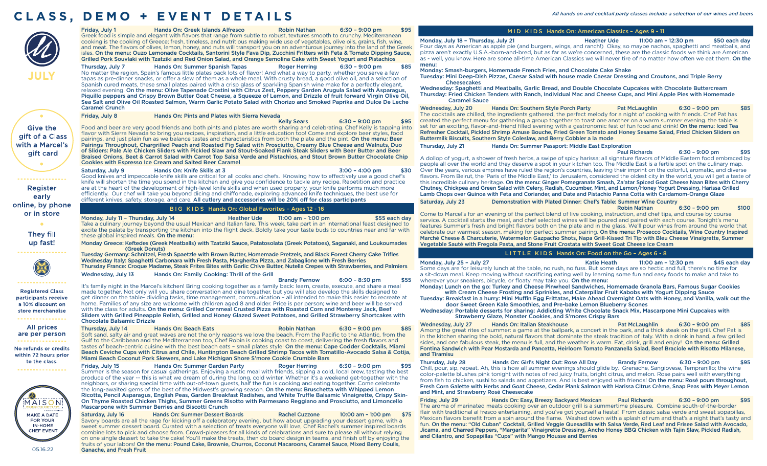# CLASS, DEMO + EVENT DETAILS

*All hands on and cocktail party classes include a selection of our wines and beers*

## JULY

Give the gift of a Class with a Marcel's gift card

Register early online, by phone or in store

They fill up fast!

Registered Class participants receive a 10% discount on store merchandise

All prices are per person

No refunds or credits within 72 hours prior to the class.

MAISON — MAKE A DATE FOR YOUR IN-HOME CHEF EVENT

05.16.22

---

**Friday, July 1** — Hands On: Greek Islands Alfresco — Robin Nathan — 6:30 – 9:00 pm — $95

Greek food is simple and elegant with flavors that range from subtle to robust, textures smooth to crunchy. Mediterranean cooking is the cooking of Greece; fresh, timeless, and nutritious making wide use of vegetables, olive oils, grains, fish, wine, and meat. The flavors of olives, lemon, honey, and nuts will transport you on an adventurous journey into the land of the Greek isles. **On the menu: Ouzo Lemonade Cocktails, Santorini Style Fava Dip, Zucchini Fritters with Feta & Tomato Dipping Sauce, Grilled Pork Souvlaki with Tzatziki and Red Onion Salad, and Orange Semolina Cake with Sweet Yogurt and Pistachios**

**Thursday, July 7** — Hands On: Summer Spanish Tapas — Roger Herring — 6:30 – 9:00 pm — $85

No matter the region, Spain's famous little plates pack lots of flavor! And what a way to party, whether you serve a few tapas as pre-dinner snacks, or offer a slew of them as a whole meal. With crusty bread, a good olive oil, and a selection of Spanish cured meats, these small plates paired with a crisp glass of sparkling Spanish wine make for a perfectly elegant, relaxed evening. **On the menu: Olive Tapenade Crostini with Citrus Zest, Peppery Garden Arugula Salad with Asparagus, Piquillo peppers and Crispy Brown Butter Goat Cheese, a Squeeze of Lemon, and Drizzle of fruit forward Virgin Olive Oil, Sea Salt and Olive Oil Roasted Salmon, Warm Garlic Potato Salad with Chorizo and Smoked Paprika and Dulce De Leche Caramel Crunch**

**Friday, July 8** — Hands On: Pints and Plates with Sierra Nevada — Kelly Sears — 6:30 – 9:00 pm — $95

Food and beer are very good friends and both pints and plates are worth sharing and celebrating. Chef Kelly is tapping into flavor with Sierra Nevada to bring you recipes, inspiration, and a little education too! Come and explore beer styles, food pairings, and just plain fun as we balance tastes and characteristics from both the plate and the pint. **On the menu: Beer Pairings Throughout, Chargrilled Peach and Roasted Fig Salad with Prosciutto, Creamy Blue Cheese and Walnuts, Duo of Sliders: Pale Ale Chicken Sliders with Pickled Slaw and Stout-Soaked Flank Steak Sliders with Beer Butter and Beer Braised Onions, Beet & Carrot Salad with Carrot Top Salsa Verde and Pistachios, and Stout Brown Butter Chocolate Chip Cookies with Espresso Ice Cream and Salted Beer Caramel**

**Saturday, July 9** — Hands On: Knife Skills at 3 — 3:00 – 4:00 pm — $30

Good knives and impeccable knife skills are critical for all cooks and chefs. Knowing how to effectively use a good chef's knife will shorten the time you spend in the kitchen and give you confidence to tackle any recipe. Repetition and practice are at the heart of the development of high-level knife skills and when used properly, your knife performs much more efficiently. Our chef will take you beyond dicing and chiffonade, exploring advanced knife techniques, the best use for different knives, safety, storage, and care. **All cutlery and accessories will be 20% off for class participants**

### BIG KIDS Hands On: Global Favorites – Ages 12 - 16

**Monday, July 11 – Thursday, July 14** — Heather Ude — 11:00 am – 1:00 pm — $55 each day

Take a culinary journey beyond the usual Mexican and Italian fare. This week, take part in an international feast designed to excite the palate by transporting the kitchen into the flight deck. Boldly take your taste buds to countries near and far with these global inspired meals. **On the menu:**

**Monday Greece: Keftedes (Greek Meatballs) with Tzatziki Sauce, Patatosolata (Greek Potatoes), Saganaki, and Loukoumades (Greek Donuts)**
**Tuesday Germany: Schnitzel, Fresh Spaetzle with Brown Butter, Homemade Pretzels, and Black Forest Cherry Cake Trifles**
**Wednesday Italy: Spaghetti Carbonara with Fresh Pasta, Margherita Pizza, and Zabaglione with Fresh Berries**
**Thursday France: Croque Madame, Steak Frites Bites with Garlic Chive Butter, Nutella Crepes with Strawberries, and Palmiers**

**Wednesday, July 13** — Hands On: Family Cooking: Thrill of the Grill — Brandy Fernow — 6:00 – 8:30 pm — $55

It's family night in the Marcel's kitchen! Bring cooking together as a family back: learn, create, execute, and share a meal made together. Not only will you share conversation and dine together, but you will also develop the skills designed to get dinner on the table- dividing tasks, time management, communication – all intended to make this easier to recreate at home. Families of any size are welcome with children aged 8 and older. Price is per person; wine and beer will be served with the class for adults. **On the menu: Grilled Cornmeal Crusted Pizza with Roasted Corn and Monterey Jack, Beef Sliders with Grilled Pineapple Relish, Grilled and Honey Glazed Sweet Potatoes, and Grilled Strawberry Shortcakes with Chocolate Balsamic Drizzle**

**Thursday, July 14** — Hands On: Beach Eats — Robin Nathan — 6:30 – 9:00 pm — $85

Soft sand, salty air and great waves are not the only reasons we love the beach. From the Pacific to the Atlantic, from the Gulf to the Caribbean and the Mediterranean too, Chef Robin is cooking coast to coast, delivering the fresh flavors and tastes of beach-centric cuisine with the best beach eats – small plates style! **On the menu: Cape Codder Cocktails, Miami Beach Ceviche Cups with Citrus and Chile, Huntington Beach Grilled Shrimp Tacos with Tomatillo-Avocado Salsa & Cotija, Miami Beach Coconut Pork Skewers, and Lake Michigan Shore S'more Cookie Crumble Bars**

**Friday, July 15** — Hands On: Summer Garden Party — Roger Herring — 6:30 – 9:00 pm — $95

Summer is the season for casual gatherings. Enjoying a rustic meal with friends, sipping a cold, local brew, tasting the best produce of the year -- this is what we dream of during the long, cold winter. Whether it's a weekend get-together with the neighbors, or sharing special time with out-of-town guests, half the fun is cooking and eating together. Come celebrate the long-awaited gems of the best of the Midwest's growing season. **On the menu: Bruschetta with Whipped Lemon Ricotta, Pencil Asparagus, English Peas, Garden Breakfast Radishes, and White Truffle Balsamic Vinaigrette, Crispy Skin-On Thyme Roasted Chicken Thighs, Summer Greens Risotto with Parmesano Reggiano and Prosciutto, and Limoncello Mascarpone with Summer Berries and Biscotti Crunch**

**Saturday, July 16** — Hands On: Summer Dessert Boards — Rachel Cuzzone — 10:00 am – 1:00 pm — $75

Savory boards are all the rage for kicking off a celebratory evening, but how about upgrading your dessert game, with a sweet summer dessert board. Curated with a selection of treats everyone will love, Chef Rachel's summer inspired boards combine lots to pick and choose from. Crowd-pleasers for all kinds of celebrations and sure to please all without relying on one single dessert to take the cake! You'll make the treats, then do board design in teams, and finish off by enjoying the fruits of your labor! **On the menu: Pound Cake, Brownie, Churros, Coconut Macaroons, Caramel Sauce, Mixed Berry Coulis, Ganache, and Fresh Fruit**

### MID KIDS Hands On: American Classics – Ages 9 - 11

**Monday, July 18 – Thursday, July 21** — Heather Ude — 11:00 am – 12:30 pm — $50 each day

Four days as American as apple pie (and burgers, wings, and ranch!) Okay, so maybe are nachos, spaghetti and meatballs, and pizza aren't exactly U.S.A.-born-and-bred, but as far as we're concerned, these are the classic foods we think are American as - well, you know. Here are some all-time American Classics we will never tire of no matter how often we eat them. **On the menu:**

**Monday: Smash-burgers, Homemade French Fries, and Chocolate Cake Shake**
**Tuesday: Mini Deep-Dish Pizzas, Caesar Salad with house made Caesar Dressing and Croutons, and Triple Berry Cheesecakes**
**Wednesday: Spaghetti and Meatballs, Garlic Bread, and Double Chocolate Cupcakes with Chocolate Buttercream**
**Thursday: Fried Chicken Tenders with Ranch, Individual Mac and Cheese Cups, and Mini Apple Pies with Homemade Caramel Sauce**

**Wednesday, July 20** — Hands On: Southern Style Porch Party — Pat McLaughlin — 6:30 – 9:00 pm — $85

The cocktails are chilled, the ingredients gathered, the perfect melody for a night of cooking with friends. Chef Pat has created the perfect menu for gathering a group together to toast one another on a warm summer evening. the table is set for an exciting, flavor-and-friend filled evening with a gastronomic fest of fun food and drink! **On the menu: Iced Tea Refresher Cocktail, Pickled Shrimp Amuse Bouche, Fried Green Tomato and Honey Sesame Salad, Fried Chicken Sliders on Buttermilk Biscuits, Southern Style Coleslaw, and Berry Cobbler a la mode**

**Thursday, July 21** — Hands On: Summer Passport: Middle East Exploration — Paul Richards — 6:30 – 9:00 pm — $95

A dollop of yogurt, a shower of fresh herbs, a swipe of spicy harissa; all signature flavors of Middle Eastern food embraced by people all over the world and they deserve a spot in your kitchen too. The Middle East is a fertile spot on the culinary map. Over the years, various empires have ruled the region's countries, leaving their imprint on the colorful, aromatic, and diverse flavors. From Beirut, the 'Paris of the Middle East,' to Jerusalem, considered the oldest city in the world, you will get a taste of this incredible culinary heritage. **On the menu: Ginger Pomegranate Smash, Za'atar Spiced Goat Cheese Naan Bites with Cherry Chutney, Chickpea and Green Salad with Celery, Radish, Cucumber, Mint, and Lemon/Honey Yogurt Dressing, Harissa Grilled Lamb Chops over Quinoa with Feta and Coriander, and Date and Pistachio Panna Cotta with Cardamom-Orange Glaze**

**Saturday, July 23** — Demonstration with Plated Dinner: Chef's Table: Summer Wine Country — Robin Nathan — 6:30 – 9:00 pm — $100

Come to Marcel's for an evening of the perfect blend of live cooking, instruction, and chef tips, and course by course service. A cocktail starts the meal, and chef selected wines will be poured and paired with each course. Tonight's menu features Summer's fresh and bright flavors both on the plate and in the glass. We'll pour wines from around the world that celebrate our warmest season, making for perfect summer pairing. **On the menu: Prosecco Cocktails, Wine Country Inspired Marché Cheese & Charcuterie, Watermelon Gazpacho Shots, Napa Grill-Kissed Tri Tip with Bleu Cheese Vinaigrette, Summer Vegetable Sauté with Fregola Pasta, and Stone Fruit Crostata with Sweet Goat Cheese Ice Cream**

### LITTLE KIDS Hands On: Food on the Go – Ages 6 - 8

**Monday, July 25 – July 27** — Katie Heath — 11:00 am – 12:30 pm — $45 each day

Some days are for leisurely lunch at the table, no rush, no fuss. But some days are so hectic and full, there's no time for a sit-down meal. Keep moving without sacrificing eating well by learning some fun and easy foods to make and take to wherever your sneakers, bicycle, or floaty may take you. **On the menu:**

**Monday: Lunch on the go: Turkey and Cheese Pinwheel Sandwiches, Homemade Granola Bars, Famous Sugar Cookies with Cream Cheese Frosting and Sprinkles, and Caterpillar Fruit Kabobs with Yogurt Dipping Sauce**
**Tuesday: Breakfast in a hurry: Mini Muffin Egg Frittatas, Make Ahead Overnight Oats with Honey, and Vanilla, walk out the door Sweet Green Kale Smoothies, and Pre-bake Lemon Blueberry Scones**
**Wednesday: Portable desserts for sharing: Addicting White Chocolate Snack Mix, Mascarpone Mini Cupcakes with Strawberry Glaze, Monster Cookies, and S'mores Crispy Bars**

**Wednesday, July 27** — Hands On: Italian Steakhouse — Pat McLaughlin — 6:30 – 9:00 pm — $85

Among the great rites of summer: a game at the ballpark, a concert in the park, and a thick steak on the grill. Chef Pat is in the kitchen sharing the bold, natural flavors that dominate the steak tradition of Italy. With a drink in hand, a few grilled sides, and one fabulous steak, the menu is full, and the weather is warm. Eat, drink, grill and enjoy! **On the menu: Grilled Fontina Sandwich with Pear Mostarda and Pancetta, Heirloom Tomato Panzanella Salad, Beef Braciole with Risotto Milanese, and Tiramisu**

**Thursday, July 28** — Hands On: Girl's Night Out: Rose All Day — Brandy Fernow — 6:30 – 9:00 pm — $95

Chill, pour, sip, repeat. Ah, this is how all summer evenings should glide by. Grenache, Sangiovese, Tempranillo; the wine color-palette blushes pink tonight with notes of red juicy fruits, bright citrus, and melon. Rose pairs well with everything from fish to chicken, sushi to salads and appetizers. And is best enjoyed with friends! **On the menu: Rosé pours throughout, Fresh Corn Galette with Herbs and Goat Cheese, Cedar Plank Salmon with Harissa Citrus Crème, Snap Peas with Meyer Lemon and Mint, and Strawberry Rosé Cheesecake**

**Friday, July 29** — Hands On: Easy, Breezy Backyard Mexican — Paul Richards — 6:30 – 9:00 pm — $95

The aroma of marinated meats cooking over an outdoor grill is a summertime pleasure. Combine south-of-the-border flair with traditional al fresco entertaining, and you've got yourself a fiesta! From classic salsa verde and sweet sopapillas, Mexican flavors benefit from a spin around the flame. Washed down with a splash of rum and that's a night that's tasty and fun. **On the menu: "Old Cuban" Cocktail, Grilled Veggie Quesadilla with Salsa Verde, Red Leaf and Frisee Salad with Avocado, Jicama, and Charred Peppers, "Margarita" Vinaigrette Dressing, Ancho Honey BBQ Chicken with Tajin Slaw, Pickled Radish, and Cilantro, and Sopapillas "Cups" with Mango Mousse and Berries**